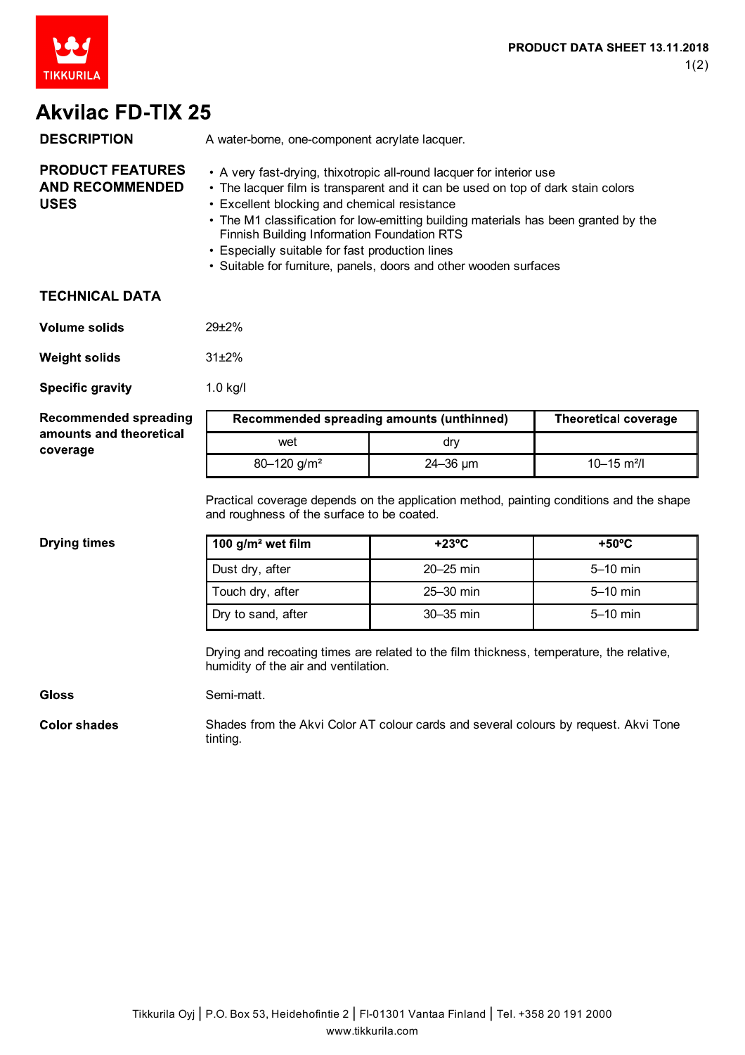# Akvilac FD-TIX 25

**DESCRIPTION**

A water-borne, one-component acrylate lacquer.

**PRODUCT FEATURES AND RECOMMENDED USES**

- A very fast-drying, thixotropic all-round lacquer for interior use
- The lacquer film is transparent and it can be used on top of dark stain colors
- Excellent blocking and chemical resistance
- The M1 classification for low-emitting building materials has been granted by the Finnish Building Information Foundation RTS
- Especially suitable for fast production lines
- Suitable for furniture, panels, doors and other wooden surfaces

## TECHNICAL DATA

**Volume solids**

29±2%

**Weight solids**

31±2%

**Specific gravity**

1.0 kg/l

**Recommended spreading amounts and theoretical coverage**

| Recommended spreading amounts (unthinned) | | Theoretical coverage |
|---|---|---|
| wet | dry | |
| 80–120 g/m² | 24–36 µm | 10–15 m²/l |

Practical coverage depends on the application method, painting conditions and the shape and roughness of the surface to be coated.

**Drying times**

| 100 g/m² wet film | +23°C | +50°C |
|---|---|---|
| Dust dry, after | 20–25 min | 5–10 min |
| Touch dry, after | 25–30 min | 5–10 min |
| Dry to sand, after | 30–35 min | 5–10 min |

Drying and recoating times are related to the film thickness, temperature, the relative, humidity of the air and ventilation.

**Gloss**

Semi-matt.

**Color shades**

Shades from the Akvi Color AT colour cards and several colours by request. Akvi Tone tinting.

Tikkurila Oyj | P.O. Box 53, Heidehofintie 2 | FI-01301 Vantaa Finland | Tel. +358 20 191 2000
www.tikkurila.com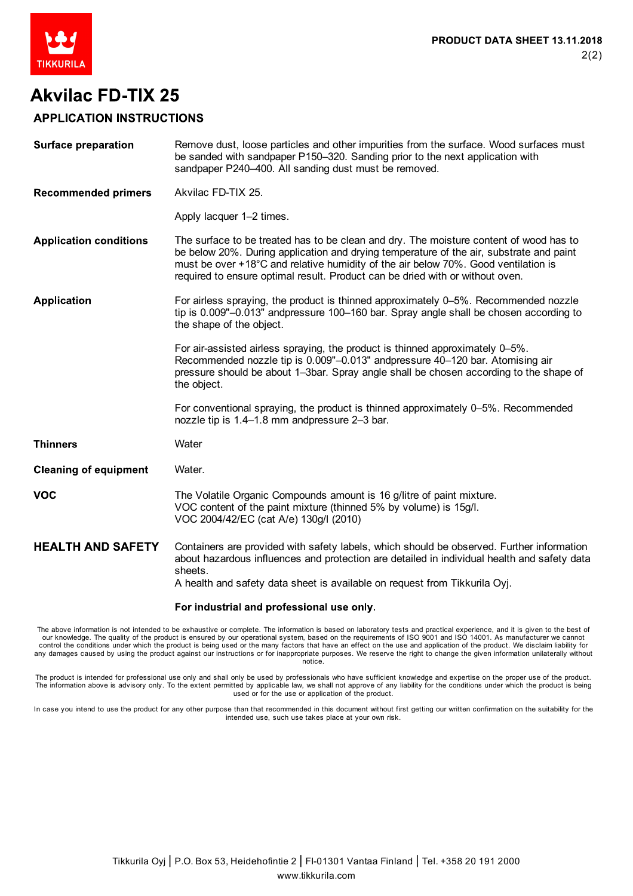# Akvilac FD-TIX 25

## APPLICATION INSTRUCTIONS

**Surface preparation**

Remove dust, loose particles and other impurities from the surface. Wood surfaces must be sanded with sandpaper P150–320. Sanding prior to the next application with sandpaper P240–400. All sanding dust must be removed.

**Recommended primers**

Akvilac FD-TIX 25.

Apply lacquer 1–2 times.

**Application conditions**

The surface to be treated has to be clean and dry. The moisture content of wood has to be below 20%. During application and drying temperature of the air, substrate and paint must be over +18°C and relative humidity of the air below 70%. Good ventilation is required to ensure optimal result. Product can be dried with or without oven.

**Application**

For airless spraying, the product is thinned approximately 0–5%. Recommended nozzle tip is 0.009"–0.013" andpressure 100–160 bar. Spray angle shall be chosen according to the shape of the object.

For air-assisted airless spraying, the product is thinned approximately 0–5%. Recommended nozzle tip is 0.009"–0.013" andpressure 40–120 bar. Atomising air pressure should be about 1–3bar. Spray angle shall be chosen according to the shape of the object.

For conventional spraying, the product is thinned approximately 0–5%. Recommended nozzle tip is 1.4–1.8 mm andpressure 2–3 bar.

**Thinners**

Water

**Cleaning of equipment**

Water.

**VOC**

The Volatile Organic Compounds amount is 16 g/litre of paint mixture.
VOC content of the paint mixture (thinned 5% by volume) is 15g/l.
VOC 2004/42/EC (cat A/e) 130g/l (2010)

## HEALTH AND SAFETY

Containers are provided with safety labels, which should be observed. Further information about hazardous influences and protection are detailed in individual health and safety data sheets.
A health and safety data sheet is available on request from Tikkurila Oyj.

**For industrial and professional use only.**

The above information is not intended to be exhaustive or complete. The information is based on laboratory tests and practical experience, and it is given to the best of our knowledge. The quality of the product is ensured by our operational system, based on the requirements of ISO 9001 and ISO 14001. As manufacturer we cannot control the conditions under which the product is being used or the many factors that have an effect on the use and application of the product. We disclaim liability for any damages caused by using the product against our instructions or for inappropriate purposes. We reserve the right to change the given information unilaterally without notice.

The product is intended for professional use only and shall only be used by professionals who have sufficient knowledge and expertise on the proper use of the product. The information above is advisory only. To the extent permitted by applicable law, we shall not approve of any liability for the conditions under which the product is being used or for the use or application of the product.

In case you intend to use the product for any other purpose than that recommended in this document without first getting our written confirmation on the suitability for the intended use, such use takes place at your own risk.

Tikkurila Oyj | P.O. Box 53, Heidehofintie 2 | FI-01301 Vantaa Finland | Tel. +358 20 191 2000
www.tikkurila.com